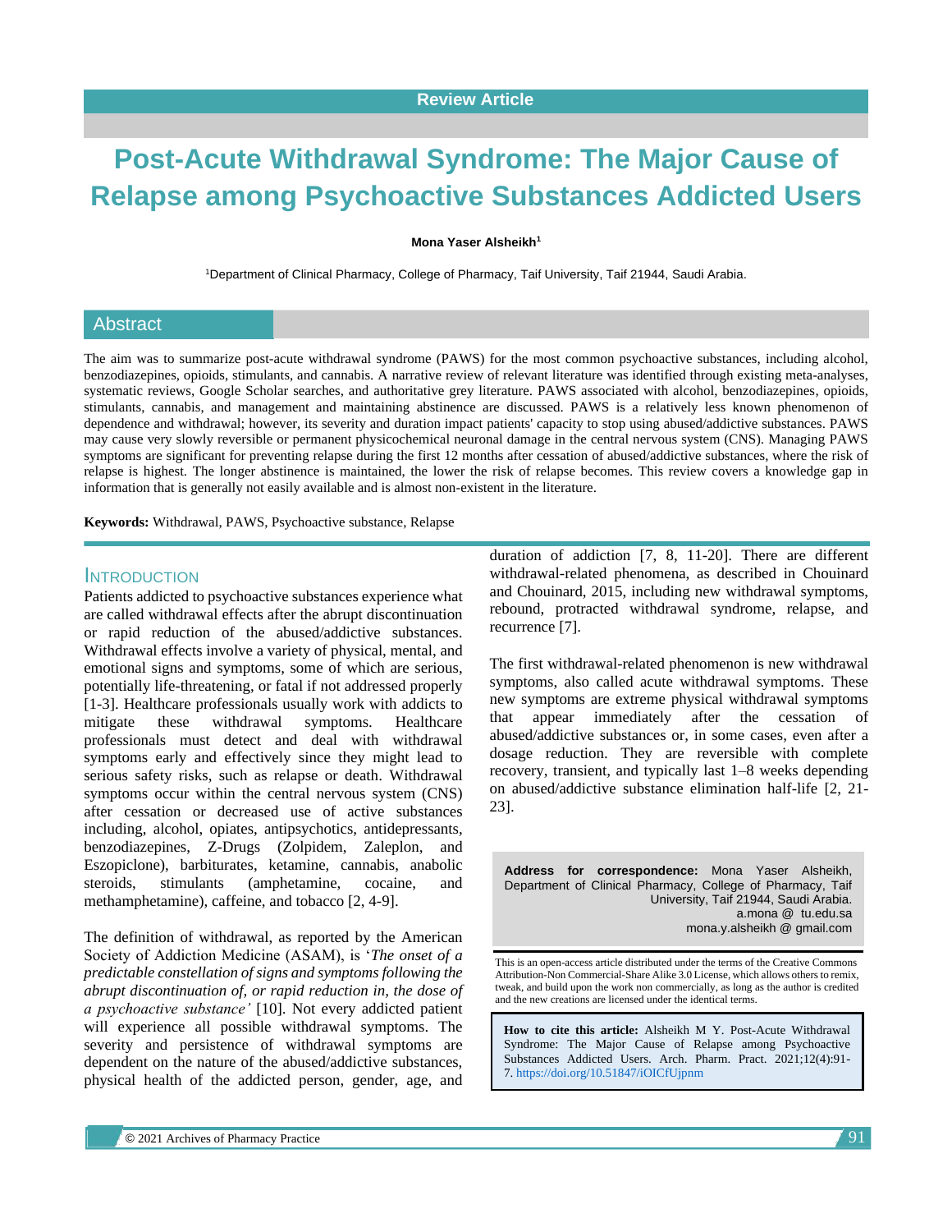Review Article

# Post-Acute Withdrawal Syndrome: The Major Cause of Relapse among Psychoactive Substances Addicted Users

**Mona Yaser Alsheikh[1]**

[1]Department of Clinical Pharmacy, College of Pharmacy, Taif University, Taif 21944, Saudi Arabia.

## Abstract

The aim was to summarize post-acute withdrawal syndrome (PAWS) for the most common psychoactive substances, including alcohol, benzodiazepines, opioids, stimulants, and cannabis. A narrative review of relevant literature was identified through existing meta-analyses, systematic reviews, Google Scholar searches, and authoritative grey literature. PAWS associated with alcohol, benzodiazepines, opioids, stimulants, cannabis, and management and maintaining abstinence are discussed. PAWS is a relatively less known phenomenon of dependence and withdrawal; however, its severity and duration impact patients' capacity to stop using abused/addictive substances. PAWS may cause very slowly reversible or permanent physicochemical neuronal damage in the central nervous system (CNS). Managing PAWS symptoms are significant for preventing relapse during the first 12 months after cessation of abused/addictive substances, where the risk of relapse is highest. The longer abstinence is maintained, the lower the risk of relapse becomes. This review covers a knowledge gap in information that is generally not easily available and is almost non-existent in the literature.

**Keywords:** Withdrawal, PAWS, Psychoactive substance, Relapse

## Introduction

Patients addicted to psychoactive substances experience what are called withdrawal effects after the abrupt discontinuation or rapid reduction of the abused/addictive substances. Withdrawal effects involve a variety of physical, mental, and emotional signs and symptoms, some of which are serious, potentially life-threatening, or fatal if not addressed properly [1-3]. Healthcare professionals usually work with addicts to mitigate these withdrawal symptoms. Healthcare professionals must detect and deal with withdrawal symptoms early and effectively since they might lead to serious safety risks, such as relapse or death. Withdrawal symptoms occur within the central nervous system (CNS) after cessation or decreased use of active substances including, alcohol, opiates, antipsychotics, antidepressants, benzodiazepines, Z-Drugs (Zolpidem, Zaleplon, and Eszopiclone), barbiturates, ketamine, cannabis, anabolic steroids, stimulants (amphetamine, cocaine, and methamphetamine), caffeine, and tobacco [2, 4-9].

The definition of withdrawal, as reported by the American Society of Addiction Medicine (ASAM), is '*The onset of a predictable constellation of signs and symptoms following the abrupt discontinuation of, or rapid reduction in, the dose of a psychoactive substance'* [10]. Not every addicted patient will experience all possible withdrawal symptoms. The severity and persistence of withdrawal symptoms are dependent on the nature of the abused/addictive substances, physical health of the addicted person, gender, age, and duration of addiction [7, 8, 11-20]. There are different withdrawal-related phenomena, as described in Chouinard and Chouinard, 2015, including new withdrawal symptoms, rebound, protracted withdrawal syndrome, relapse, and recurrence [7].

The first withdrawal-related phenomenon is new withdrawal symptoms, also called acute withdrawal symptoms. These new symptoms are extreme physical withdrawal symptoms that appear immediately after the cessation of abused/addictive substances or, in some cases, even after a dosage reduction. They are reversible with complete recovery, transient, and typically last 1–8 weeks depending on abused/addictive substance elimination half-life [2, 21-23].

**Address for correspondence:** Mona Yaser Alsheikh, Department of Clinical Pharmacy, College of Pharmacy, Taif University, Taif 21944, Saudi Arabia.
a.mona @ tu.edu.sa
mona.y.alsheikh @ gmail.com

This is an open-access article distributed under the terms of the Creative Commons Attribution-Non Commercial-Share Alike 3.0 License, which allows others to remix, tweak, and build upon the work non commercially, as long as the author is credited and the new creations are licensed under the identical terms.

**How to cite this article:** Alsheikh M Y. Post-Acute Withdrawal Syndrome: The Major Cause of Relapse among Psychoactive Substances Addicted Users. Arch. Pharm. Pract. 2021;12(4):91-7. https://doi.org/10.51847/iOICfUjpnm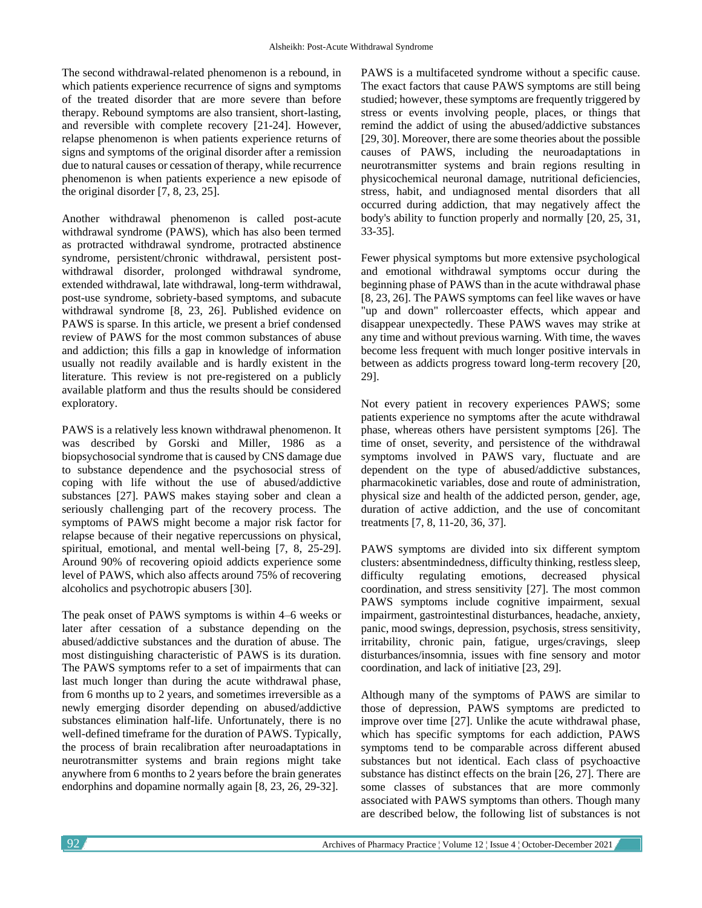The second withdrawal-related phenomenon is a rebound, in which patients experience recurrence of signs and symptoms of the treated disorder that are more severe than before therapy. Rebound symptoms are also transient, short-lasting, and reversible with complete recovery [21-24]. However, relapse phenomenon is when patients experience returns of signs and symptoms of the original disorder after a remission due to natural causes or cessation of therapy, while recurrence phenomenon is when patients experience a new episode of the original disorder [7, 8, 23, 25].

Another withdrawal phenomenon is called post-acute withdrawal syndrome (PAWS), which has also been termed as protracted withdrawal syndrome, protracted abstinence syndrome, persistent/chronic withdrawal, persistent post-withdrawal disorder, prolonged withdrawal syndrome, extended withdrawal, late withdrawal, long-term withdrawal, post-use syndrome, sobriety-based symptoms, and subacute withdrawal syndrome [8, 23, 26]. Published evidence on PAWS is sparse. In this article, we present a brief condensed review of PAWS for the most common substances of abuse and addiction; this fills a gap in knowledge of information usually not readily available and is hardly existent in the literature. This review is not pre-registered on a publicly available platform and thus the results should be considered exploratory.

PAWS is a relatively less known withdrawal phenomenon. It was described by Gorski and Miller, 1986 as a biopsychosocial syndrome that is caused by CNS damage due to substance dependence and the psychosocial stress of coping with life without the use of abused/addictive substances [27]. PAWS makes staying sober and clean a seriously challenging part of the recovery process. The symptoms of PAWS might become a major risk factor for relapse because of their negative repercussions on physical, spiritual, emotional, and mental well-being [7, 8, 25-29]. Around 90% of recovering opioid addicts experience some level of PAWS, which also affects around 75% of recovering alcoholics and psychotropic abusers [30].

The peak onset of PAWS symptoms is within 4–6 weeks or later after cessation of a substance depending on the abused/addictive substances and the duration of abuse. The most distinguishing characteristic of PAWS is its duration. The PAWS symptoms refer to a set of impairments that can last much longer than during the acute withdrawal phase, from 6 months up to 2 years, and sometimes irreversible as a newly emerging disorder depending on abused/addictive substances elimination half-life. Unfortunately, there is no well-defined timeframe for the duration of PAWS. Typically, the process of brain recalibration after neuroadaptations in neurotransmitter systems and brain regions might take anywhere from 6 months to 2 years before the brain generates endorphins and dopamine normally again [8, 23, 26, 29-32].

PAWS is a multifaceted syndrome without a specific cause. The exact factors that cause PAWS symptoms are still being studied; however, these symptoms are frequently triggered by stress or events involving people, places, or things that remind the addict of using the abused/addictive substances [29, 30]. Moreover, there are some theories about the possible causes of PAWS, including the neuroadaptations in neurotransmitter systems and brain regions resulting in physicochemical neuronal damage, nutritional deficiencies, stress, habit, and undiagnosed mental disorders that all occurred during addiction, that may negatively affect the body's ability to function properly and normally [20, 25, 31, 33-35].

Fewer physical symptoms but more extensive psychological and emotional withdrawal symptoms occur during the beginning phase of PAWS than in the acute withdrawal phase [8, 23, 26]. The PAWS symptoms can feel like waves or have "up and down" rollercoaster effects, which appear and disappear unexpectedly. These PAWS waves may strike at any time and without previous warning. With time, the waves become less frequent with much longer positive intervals in between as addicts progress toward long-term recovery [20, 29].

Not every patient in recovery experiences PAWS; some patients experience no symptoms after the acute withdrawal phase, whereas others have persistent symptoms [26]. The time of onset, severity, and persistence of the withdrawal symptoms involved in PAWS vary, fluctuate and are dependent on the type of abused/addictive substances, pharmacokinetic variables, dose and route of administration, physical size and health of the addicted person, gender, age, duration of active addiction, and the use of concomitant treatments [7, 8, 11-20, 36, 37].

PAWS symptoms are divided into six different symptom clusters: absentmindedness, difficulty thinking, restless sleep, difficulty regulating emotions, decreased physical coordination, and stress sensitivity [27]. The most common PAWS symptoms include cognitive impairment, sexual impairment, gastrointestinal disturbances, headache, anxiety, panic, mood swings, depression, psychosis, stress sensitivity, irritability, chronic pain, fatigue, urges/cravings, sleep disturbances/insomnia, issues with fine sensory and motor coordination, and lack of initiative [23, 29].

Although many of the symptoms of PAWS are similar to those of depression, PAWS symptoms are predicted to improve over time [27]. Unlike the acute withdrawal phase, which has specific symptoms for each addiction, PAWS symptoms tend to be comparable across different abused substances but not identical. Each class of psychoactive substance has distinct effects on the brain [26, 27]. There are some classes of substances that are more commonly associated with PAWS symptoms than others. Though many are described below, the following list of substances is not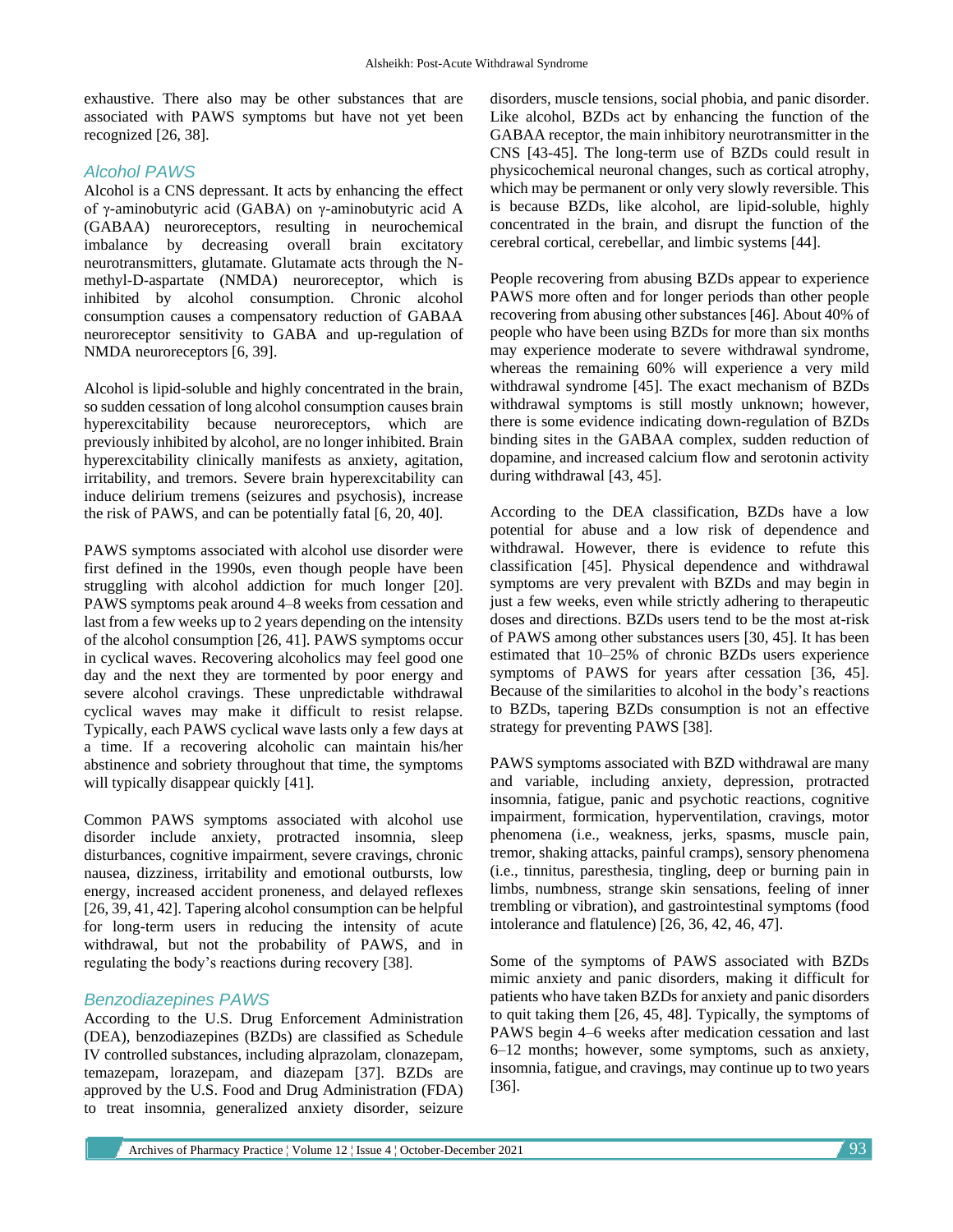exhaustive. There also may be other substances that are associated with PAWS symptoms but have not yet been recognized [26, 38].

### Alcohol PAWS

Alcohol is a CNS depressant. It acts by enhancing the effect of γ-aminobutyric acid (GABA) on γ-aminobutyric acid A (GABAA) neuroreceptors, resulting in neurochemical imbalance by decreasing overall brain excitatory neurotransmitters, glutamate. Glutamate acts through the N-methyl-D-aspartate (NMDA) neuroreceptor, which is inhibited by alcohol consumption. Chronic alcohol consumption causes a compensatory reduction of GABAA neuroreceptor sensitivity to GABA and up-regulation of NMDA neuroreceptors [6, 39].

Alcohol is lipid-soluble and highly concentrated in the brain, so sudden cessation of long alcohol consumption causes brain hyperexcitability because neuroreceptors, which are previously inhibited by alcohol, are no longer inhibited. Brain hyperexcitability clinically manifests as anxiety, agitation, irritability, and tremors. Severe brain hyperexcitability can induce delirium tremens (seizures and psychosis), increase the risk of PAWS, and can be potentially fatal [6, 20, 40].

PAWS symptoms associated with alcohol use disorder were first defined in the 1990s, even though people have been struggling with alcohol addiction for much longer [20]. PAWS symptoms peak around 4–8 weeks from cessation and last from a few weeks up to 2 years depending on the intensity of the alcohol consumption [26, 41]. PAWS symptoms occur in cyclical waves. Recovering alcoholics may feel good one day and the next they are tormented by poor energy and severe alcohol cravings. These unpredictable withdrawal cyclical waves may make it difficult to resist relapse. Typically, each PAWS cyclical wave lasts only a few days at a time. If a recovering alcoholic can maintain his/her abstinence and sobriety throughout that time, the symptoms will typically disappear quickly [41].

Common PAWS symptoms associated with alcohol use disorder include anxiety, protracted insomnia, sleep disturbances, cognitive impairment, severe cravings, chronic nausea, dizziness, irritability and emotional outbursts, low energy, increased accident proneness, and delayed reflexes [26, 39, 41, 42]. Tapering alcohol consumption can be helpful for long-term users in reducing the intensity of acute withdrawal, but not the probability of PAWS, and in regulating the body's reactions during recovery [38].

### Benzodiazepines PAWS

According to the U.S. Drug Enforcement Administration (DEA), benzodiazepines (BZDs) are classified as Schedule IV controlled substances, including alprazolam, clonazepam, temazepam, lorazepam, and diazepam [37]. BZDs are approved by the U.S. Food and Drug Administration (FDA) to treat insomnia, generalized anxiety disorder, seizure disorders, muscle tensions, social phobia, and panic disorder. Like alcohol, BZDs act by enhancing the function of the GABAA receptor, the main inhibitory neurotransmitter in the CNS [43-45]. The long-term use of BZDs could result in physicochemical neuronal changes, such as cortical atrophy, which may be permanent or only very slowly reversible. This is because BZDs, like alcohol, are lipid-soluble, highly concentrated in the brain, and disrupt the function of the cerebral cortical, cerebellar, and limbic systems [44].

People recovering from abusing BZDs appear to experience PAWS more often and for longer periods than other people recovering from abusing other substances [46]. About 40% of people who have been using BZDs for more than six months may experience moderate to severe withdrawal syndrome, whereas the remaining 60% will experience a very mild withdrawal syndrome [45]. The exact mechanism of BZDs withdrawal symptoms is still mostly unknown; however, there is some evidence indicating down-regulation of BZDs binding sites in the GABAA complex, sudden reduction of dopamine, and increased calcium flow and serotonin activity during withdrawal [43, 45].

According to the DEA classification, BZDs have a low potential for abuse and a low risk of dependence and withdrawal. However, there is evidence to refute this classification [45]. Physical dependence and withdrawal symptoms are very prevalent with BZDs and may begin in just a few weeks, even while strictly adhering to therapeutic doses and directions. BZDs users tend to be the most at-risk of PAWS among other substances users [30, 45]. It has been estimated that 10–25% of chronic BZDs users experience symptoms of PAWS for years after cessation [36, 45]. Because of the similarities to alcohol in the body's reactions to BZDs, tapering BZDs consumption is not an effective strategy for preventing PAWS [38].

PAWS symptoms associated with BZD withdrawal are many and variable, including anxiety, depression, protracted insomnia, fatigue, panic and psychotic reactions, cognitive impairment, formication, hyperventilation, cravings, motor phenomena (i.e., weakness, jerks, spasms, muscle pain, tremor, shaking attacks, painful cramps), sensory phenomena (i.e., tinnitus, paresthesia, tingling, deep or burning pain in limbs, numbness, strange skin sensations, feeling of inner trembling or vibration), and gastrointestinal symptoms (food intolerance and flatulence) [26, 36, 42, 46, 47].

Some of the symptoms of PAWS associated with BZDs mimic anxiety and panic disorders, making it difficult for patients who have taken BZDs for anxiety and panic disorders to quit taking them [26, 45, 48]. Typically, the symptoms of PAWS begin 4–6 weeks after medication cessation and last 6–12 months; however, some symptoms, such as anxiety, insomnia, fatigue, and cravings, may continue up to two years [36].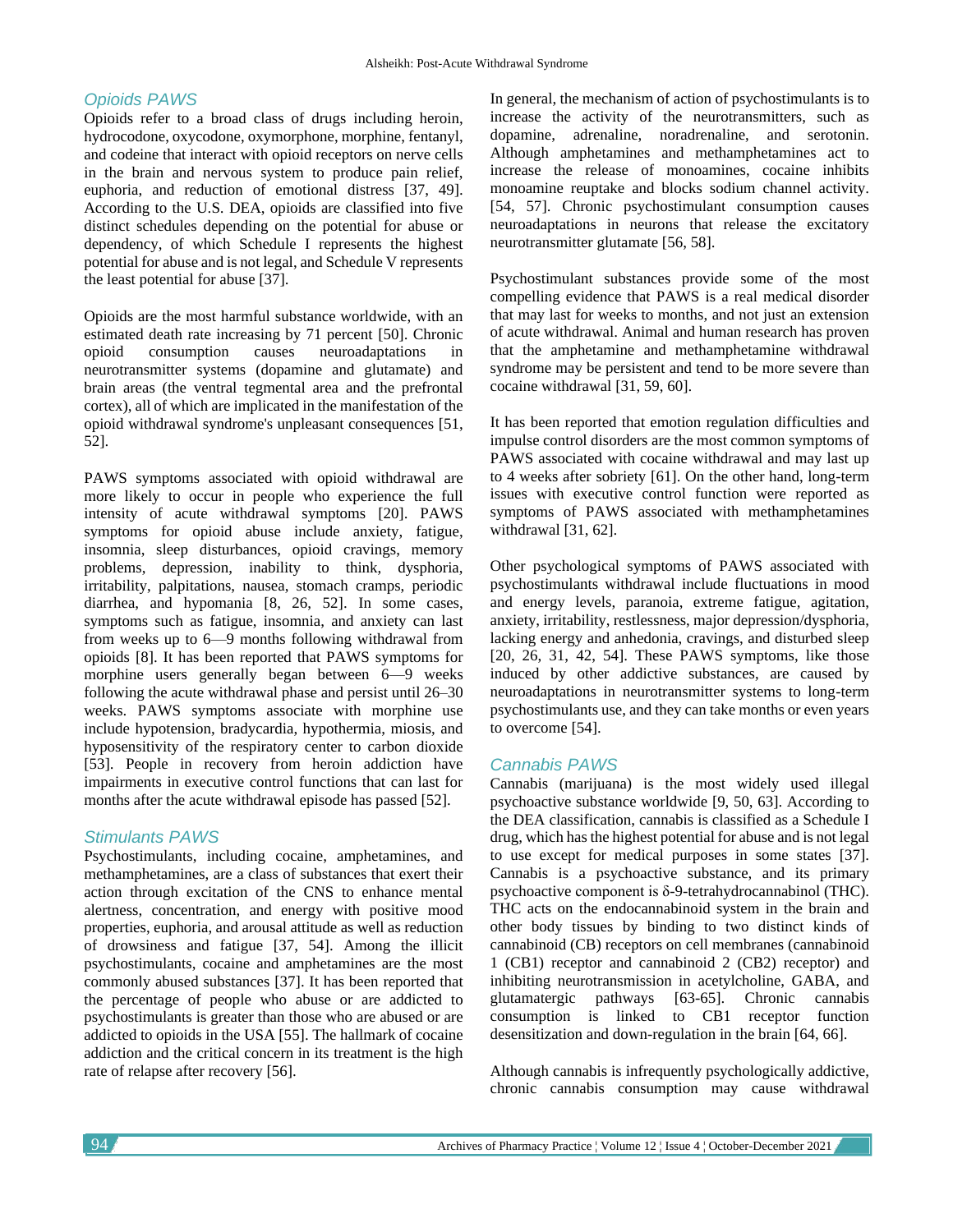## Opioids PAWS

Opioids refer to a broad class of drugs including heroin, hydrocodone, oxycodone, oxymorphone, morphine, fentanyl, and codeine that interact with opioid receptors on nerve cells in the brain and nervous system to produce pain relief, euphoria, and reduction of emotional distress [37, 49]. According to the U.S. DEA, opioids are classified into five distinct schedules depending on the potential for abuse or dependency, of which Schedule I represents the highest potential for abuse and is not legal, and Schedule V represents the least potential for abuse [37].

Opioids are the most harmful substance worldwide, with an estimated death rate increasing by 71 percent [50]. Chronic opioid consumption causes neuroadaptations in neurotransmitter systems (dopamine and glutamate) and brain areas (the ventral tegmental area and the prefrontal cortex), all of which are implicated in the manifestation of the opioid withdrawal syndrome's unpleasant consequences [51, 52].

PAWS symptoms associated with opioid withdrawal are more likely to occur in people who experience the full intensity of acute withdrawal symptoms [20]. PAWS symptoms for opioid abuse include anxiety, fatigue, insomnia, sleep disturbances, opioid cravings, memory problems, depression, inability to think, dysphoria, irritability, palpitations, nausea, stomach cramps, periodic diarrhea, and hypomania [8, 26, 52]. In some cases, symptoms such as fatigue, insomnia, and anxiety can last from weeks up to 6—9 months following withdrawal from opioids [8]. It has been reported that PAWS symptoms for morphine users generally began between 6—9 weeks following the acute withdrawal phase and persist until 26–30 weeks. PAWS symptoms associate with morphine use include hypotension, bradycardia, hypothermia, miosis, and hyposensitivity of the respiratory center to carbon dioxide [53]. People in recovery from heroin addiction have impairments in executive control functions that can last for months after the acute withdrawal episode has passed [52].

## Stimulants PAWS

Psychostimulants, including cocaine, amphetamines, and methamphetamines, are a class of substances that exert their action through excitation of the CNS to enhance mental alertness, concentration, and energy with positive mood properties, euphoria, and arousal attitude as well as reduction of drowsiness and fatigue [37, 54]. Among the illicit psychostimulants, cocaine and amphetamines are the most commonly abused substances [37]. It has been reported that the percentage of people who abuse or are addicted to psychostimulants is greater than those who are abused or are addicted to opioids in the USA [55]. The hallmark of cocaine addiction and the critical concern in its treatment is the high rate of relapse after recovery [56].

In general, the mechanism of action of psychostimulants is to increase the activity of the neurotransmitters, such as dopamine, adrenaline, noradrenaline, and serotonin. Although amphetamines and methamphetamines act to increase the release of monoamines, cocaine inhibits monoamine reuptake and blocks sodium channel activity. [54, 57]. Chronic psychostimulant consumption causes neuroadaptations in neurons that release the excitatory neurotransmitter glutamate [56, 58].

Psychostimulant substances provide some of the most compelling evidence that PAWS is a real medical disorder that may last for weeks to months, and not just an extension of acute withdrawal. Animal and human research has proven that the amphetamine and methamphetamine withdrawal syndrome may be persistent and tend to be more severe than cocaine withdrawal [31, 59, 60].

It has been reported that emotion regulation difficulties and impulse control disorders are the most common symptoms of PAWS associated with cocaine withdrawal and may last up to 4 weeks after sobriety [61]. On the other hand, long-term issues with executive control function were reported as symptoms of PAWS associated with methamphetamines withdrawal [31, 62].

Other psychological symptoms of PAWS associated with psychostimulants withdrawal include fluctuations in mood and energy levels, paranoia, extreme fatigue, agitation, anxiety, irritability, restlessness, major depression/dysphoria, lacking energy and anhedonia, cravings, and disturbed sleep [20, 26, 31, 42, 54]. These PAWS symptoms, like those induced by other addictive substances, are caused by neuroadaptations in neurotransmitter systems to long-term psychostimulants use, and they can take months or even years to overcome [54].

## Cannabis PAWS

Cannabis (marijuana) is the most widely used illegal psychoactive substance worldwide [9, 50, 63]. According to the DEA classification, cannabis is classified as a Schedule I drug, which has the highest potential for abuse and is not legal to use except for medical purposes in some states [37]. Cannabis is a psychoactive substance, and its primary psychoactive component is δ-9-tetrahydrocannabinol (THC). THC acts on the endocannabinoid system in the brain and other body tissues by binding to two distinct kinds of cannabinoid (CB) receptors on cell membranes (cannabinoid 1 (CB1) receptor and cannabinoid 2 (CB2) receptor) and inhibiting neurotransmission in acetylcholine, GABA, and glutamatergic pathways [63-65]. Chronic cannabis consumption is linked to CB1 receptor function desensitization and down-regulation in the brain [64, 66].

Although cannabis is infrequently psychologically addictive, chronic cannabis consumption may cause withdrawal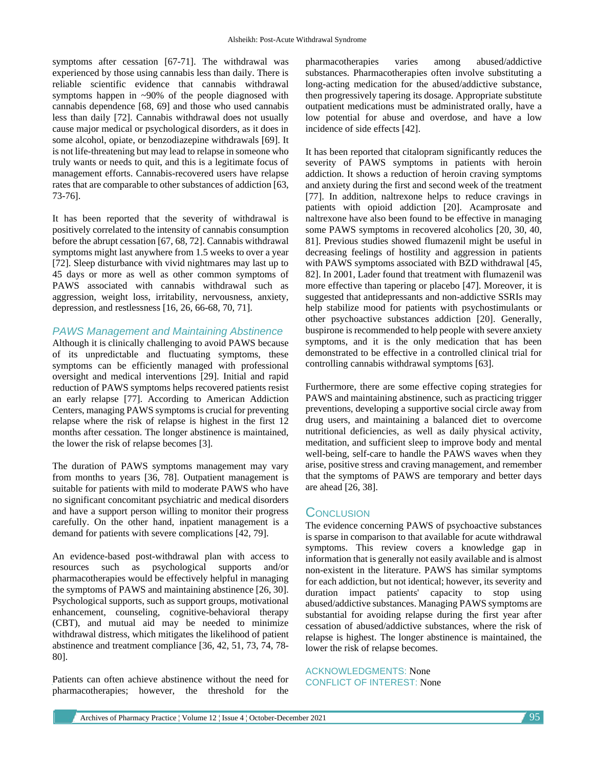symptoms after cessation [67-71]. The withdrawal was experienced by those using cannabis less than daily. There is reliable scientific evidence that cannabis withdrawal symptoms happen in ~90% of the people diagnosed with cannabis dependence [68, 69] and those who used cannabis less than daily [72]. Cannabis withdrawal does not usually cause major medical or psychological disorders, as it does in some alcohol, opiate, or benzodiazepine withdrawals [69]. It is not life-threatening but may lead to relapse in someone who truly wants or needs to quit, and this is a legitimate focus of management efforts. Cannabis-recovered users have relapse rates that are comparable to other substances of addiction [63, 73-76].

It has been reported that the severity of withdrawal is positively correlated to the intensity of cannabis consumption before the abrupt cessation [67, 68, 72]. Cannabis withdrawal symptoms might last anywhere from 1.5 weeks to over a year [72]. Sleep disturbance with vivid nightmares may last up to 45 days or more as well as other common symptoms of PAWS associated with cannabis withdrawal such as aggression, weight loss, irritability, nervousness, anxiety, depression, and restlessness [16, 26, 66-68, 70, 71].

### PAWS Management and Maintaining Abstinence

Although it is clinically challenging to avoid PAWS because of its unpredictable and fluctuating symptoms, these symptoms can be efficiently managed with professional oversight and medical interventions [29]. Initial and rapid reduction of PAWS symptoms helps recovered patients resist an early relapse [77]. According to American Addiction Centers, managing PAWS symptoms is crucial for preventing relapse where the risk of relapse is highest in the first 12 months after cessation. The longer abstinence is maintained, the lower the risk of relapse becomes [3].

The duration of PAWS symptoms management may vary from months to years [36, 78]. Outpatient management is suitable for patients with mild to moderate PAWS who have no significant concomitant psychiatric and medical disorders and have a support person willing to monitor their progress carefully. On the other hand, inpatient management is a demand for patients with severe complications [42, 79].

An evidence-based post-withdrawal plan with access to resources such as psychological supports and/or pharmacotherapies would be effectively helpful in managing the symptoms of PAWS and maintaining abstinence [26, 30]. Psychological supports, such as support groups, motivational enhancement, counseling, cognitive-behavioral therapy (CBT), and mutual aid may be needed to minimize withdrawal distress, which mitigates the likelihood of patient abstinence and treatment compliance [36, 42, 51, 73, 74, 78-80].

Patients can often achieve abstinence without the need for pharmacotherapies; however, the threshold for the pharmacotherapies varies among abused/addictive substances. Pharmacotherapies often involve substituting a long-acting medication for the abused/addictive substance, then progressively tapering its dosage. Appropriate substitute outpatient medications must be administrated orally, have a low potential for abuse and overdose, and have a low incidence of side effects [42].

It has been reported that citalopram significantly reduces the severity of PAWS symptoms in patients with heroin addiction. It shows a reduction of heroin craving symptoms and anxiety during the first and second week of the treatment [77]. In addition, naltrexone helps to reduce cravings in patients with opioid addiction [20]. Acamprosate and naltrexone have also been found to be effective in managing some PAWS symptoms in recovered alcoholics [20, 30, 40, 81]. Previous studies showed flumazenil might be useful in decreasing feelings of hostility and aggression in patients with PAWS symptoms associated with BZD withdrawal [45, 82]. In 2001, Lader found that treatment with flumazenil was more effective than tapering or placebo [47]. Moreover, it is suggested that antidepressants and non-addictive SSRIs may help stabilize mood for patients with psychostimulants or other psychoactive substances addiction [20]. Generally, buspirone is recommended to help people with severe anxiety symptoms, and it is the only medication that has been demonstrated to be effective in a controlled clinical trial for controlling cannabis withdrawal symptoms [63].

Furthermore, there are some effective coping strategies for PAWS and maintaining abstinence, such as practicing trigger preventions, developing a supportive social circle away from drug users, and maintaining a balanced diet to overcome nutritional deficiencies, as well as daily physical activity, meditation, and sufficient sleep to improve body and mental well-being, self-care to handle the PAWS waves when they arise, positive stress and craving management, and remember that the symptoms of PAWS are temporary and better days are ahead [26, 38].

## Conclusion

The evidence concerning PAWS of psychoactive substances is sparse in comparison to that available for acute withdrawal symptoms. This review covers a knowledge gap in information that is generally not easily available and is almost non-existent in the literature. PAWS has similar symptoms for each addiction, but not identical; however, its severity and duration impact patients' capacity to stop using abused/addictive substances. Managing PAWS symptoms are substantial for avoiding relapse during the first year after cessation of abused/addictive substances, where the risk of relapse is highest. The longer abstinence is maintained, the lower the risk of relapse becomes.

ACKNOWLEDGMENTS: None

CONFLICT OF INTEREST: None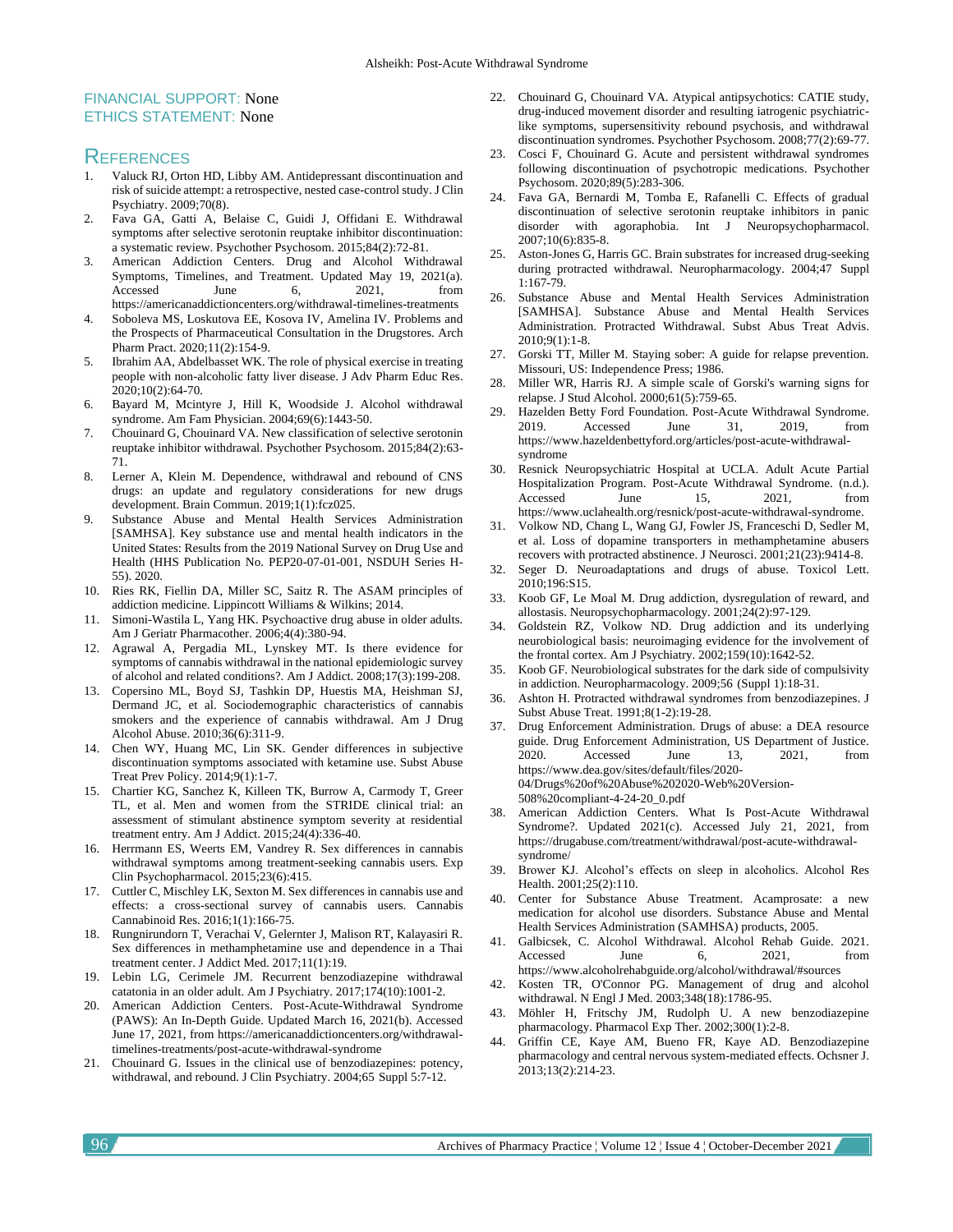FINANCIAL SUPPORT: None
ETHICS STATEMENT: None

## References

1. Valuck RJ, Orton HD, Libby AM. Antidepressant discontinuation and risk of suicide attempt: a retrospective, nested case-control study. J Clin Psychiatry. 2009;70(8).
2. Fava GA, Gatti A, Belaise C, Guidi J, Offidani E. Withdrawal symptoms after selective serotonin reuptake inhibitor discontinuation: a systematic review. Psychother Psychosom. 2015;84(2):72-81.
3. American Addiction Centers. Drug and Alcohol Withdrawal Symptoms, Timelines, and Treatment. Updated May 19, 2021(a). Accessed June 6, 2021, from https://americanaddictioncenters.org/withdrawal-timelines-treatments
4. Soboleva MS, Loskutova EE, Kosova IV, Amelina IV. Problems and the Prospects of Pharmaceutical Consultation in the Drugstores. Arch Pharm Pract. 2020;11(2):154-9.
5. Ibrahim AA, Abdelbasset WK. The role of physical exercise in treating people with non-alcoholic fatty liver disease. J Adv Pharm Educ Res. 2020;10(2):64-70.
6. Bayard M, Mcintyre J, Hill K, Woodside J. Alcohol withdrawal syndrome. Am Fam Physician. 2004;69(6):1443-50.
7. Chouinard G, Chouinard VA. New classification of selective serotonin reuptake inhibitor withdrawal. Psychother Psychosom. 2015;84(2):63-71.
8. Lerner A, Klein M. Dependence, withdrawal and rebound of CNS drugs: an update and regulatory considerations for new drugs development. Brain Commun. 2019;1(1):fcz025.
9. Substance Abuse and Mental Health Services Administration [SAMHSA]. Key substance use and mental health indicators in the United States: Results from the 2019 National Survey on Drug Use and Health (HHS Publication No. PEP20-07-01-001, NSDUH Series H-55). 2020.
10. Ries RK, Fiellin DA, Miller SC, Saitz R. The ASAM principles of addiction medicine. Lippincott Williams & Wilkins; 2014.
11. Simoni-Wastila L, Yang HK. Psychoactive drug abuse in older adults. Am J Geriatr Pharmacother. 2006;4(4):380-94.
12. Agrawal A, Pergadia ML, Lynskey MT. Is there evidence for symptoms of cannabis withdrawal in the national epidemiologic survey of alcohol and related conditions?. Am J Addict. 2008;17(3):199-208.
13. Copersino ML, Boyd SJ, Tashkin DP, Huestis MA, Heishman SJ, Dermand JC, et al. Sociodemographic characteristics of cannabis smokers and the experience of cannabis withdrawal. Am J Drug Alcohol Abuse. 2010;36(6):311-9.
14. Chen WY, Huang MC, Lin SK. Gender differences in subjective discontinuation symptoms associated with ketamine use. Subst Abuse Treat Prev Policy. 2014;9(1):1-7.
15. Chartier KG, Sanchez K, Killeen TK, Burrow A, Carmody T, Greer TL, et al. Men and women from the STRIDE clinical trial: an assessment of stimulant abstinence symptom severity at residential treatment entry. Am J Addict. 2015;24(4):336-40.
16. Herrmann ES, Weerts EM, Vandrey R. Sex differences in cannabis withdrawal symptoms among treatment-seeking cannabis users. Exp Clin Psychopharmacol. 2015;23(6):415.
17. Cuttler C, Mischley LK, Sexton M. Sex differences in cannabis use and effects: a cross-sectional survey of cannabis users. Cannabis Cannabinoid Res. 2016;1(1):166-75.
18. Rungnirundorn T, Verachai V, Gelernter J, Malison RT, Kalayasiri R. Sex differences in methamphetamine use and dependence in a Thai treatment center. J Addict Med. 2017;11(1):19.
19. Lebin LG, Cerimele JM. Recurrent benzodiazepine withdrawal catatonia in an older adult. Am J Psychiatry. 2017;174(10):1001-2.
20. American Addiction Centers. Post-Acute-Withdrawal Syndrome (PAWS): An In-Depth Guide. Updated March 16, 2021(b). Accessed June 17, 2021, from https://americanaddictioncenters.org/withdrawal-timelines-treatments/post-acute-withdrawal-syndrome
21. Chouinard G. Issues in the clinical use of benzodiazepines: potency, withdrawal, and rebound. J Clin Psychiatry. 2004;65 Suppl 5:7-12.
22. Chouinard G, Chouinard VA. Atypical antipsychotics: CATIE study, drug-induced movement disorder and resulting iatrogenic psychiatric-like symptoms, supersensitivity rebound psychosis, and withdrawal discontinuation syndromes. Psychother Psychosom. 2008;77(2):69-77.
23. Cosci F, Chouinard G. Acute and persistent withdrawal syndromes following discontinuation of psychotropic medications. Psychother Psychosom. 2020;89(5):283-306.
24. Fava GA, Bernardi M, Tomba E, Rafanelli C. Effects of gradual discontinuation of selective serotonin reuptake inhibitors in panic disorder with agoraphobia. Int J Neuropsychopharmacol. 2007;10(6):835-8.
25. Aston-Jones G, Harris GC. Brain substrates for increased drug-seeking during protracted withdrawal. Neuropharmacology. 2004;47 Suppl 1:167-79.
26. Substance Abuse and Mental Health Services Administration [SAMHSA]. Substance Abuse and Mental Health Services Administration. Protracted Withdrawal. Subst Abus Treat Advis. 2010;9(1):1-8.
27. Gorski TT, Miller M. Staying sober: A guide for relapse prevention. Missouri, US: Independence Press; 1986.
28. Miller WR, Harris RJ. A simple scale of Gorski's warning signs for relapse. J Stud Alcohol. 2000;61(5):759-65.
29. Hazelden Betty Ford Foundation. Post-Acute Withdrawal Syndrome. 2019. Accessed June 31, 2019, from https://www.hazeldenbettyford.org/articles/post-acute-withdrawal-syndrome
30. Resnick Neuropsychiatric Hospital at UCLA. Adult Acute Partial Hospitalization Program. Post-Acute Withdrawal Syndrome. (n.d.). Accessed June 15, 2021, from https://www.uclahealth.org/resnick/post-acute-withdrawal-syndrome.
31. Volkow ND, Chang L, Wang GJ, Fowler JS, Franceschi D, Sedler M, et al. Loss of dopamine transporters in methamphetamine abusers recovers with protracted abstinence. J Neurosci. 2001;21(23):9414-8.
32. Seger D. Neuroadaptations and drugs of abuse. Toxicol Lett. 2010;196:S15.
33. Koob GF, Le Moal M. Drug addiction, dysregulation of reward, and allostasis. Neuropsychopharmacology. 2001;24(2):97-129.
34. Goldstein RZ, Volkow ND. Drug addiction and its underlying neurobiological basis: neuroimaging evidence for the involvement of the frontal cortex. Am J Psychiatry. 2002;159(10):1642-52.
35. Koob GF. Neurobiological substrates for the dark side of compulsivity in addiction. Neuropharmacology. 2009;56 (Suppl 1):18-31.
36. Ashton H. Protracted withdrawal syndromes from benzodiazepines. J Subst Abuse Treat. 1991;8(1-2):19-28.
37. Drug Enforcement Administration. Drugs of abuse: a DEA resource guide. Drug Enforcement Administration, US Department of Justice. 2020. Accessed June 13, 2021, from https://www.dea.gov/sites/default/files/2020-04/Drugs%20of%20Abuse%202020-Web%20Version-508%20compliant-4-24-20_0.pdf
38. American Addiction Centers. What Is Post-Acute Withdrawal Syndrome?. Updated 2021(c). Accessed July 21, 2021, from https://drugabuse.com/treatment/withdrawal/post-acute-withdrawal-syndrome/
39. Brower KJ. Alcohol's effects on sleep in alcoholics. Alcohol Res Health. 2001;25(2):110.
40. Center for Substance Abuse Treatment. Acamprosate: a new medication for alcohol use disorders. Substance Abuse and Mental Health Services Administration (SAMHSA) products, 2005.
41. Galbicsek, C. Alcohol Withdrawal. Alcohol Rehab Guide. 2021. Accessed June 6, 2021, from https://www.alcoholrehabguide.org/alcohol/withdrawal/#sources
42. Kosten TR, O'Connor PG. Management of drug and alcohol withdrawal. N Engl J Med. 2003;348(18):1786-95.
43. Möhler H, Fritschy JM, Rudolph U. A new benzodiazepine pharmacology. Pharmacol Exp Ther. 2002;300(1):2-8.
44. Griffin CE, Kaye AM, Bueno FR, Kaye AD. Benzodiazepine pharmacology and central nervous system-mediated effects. Ochsner J. 2013;13(2):214-23.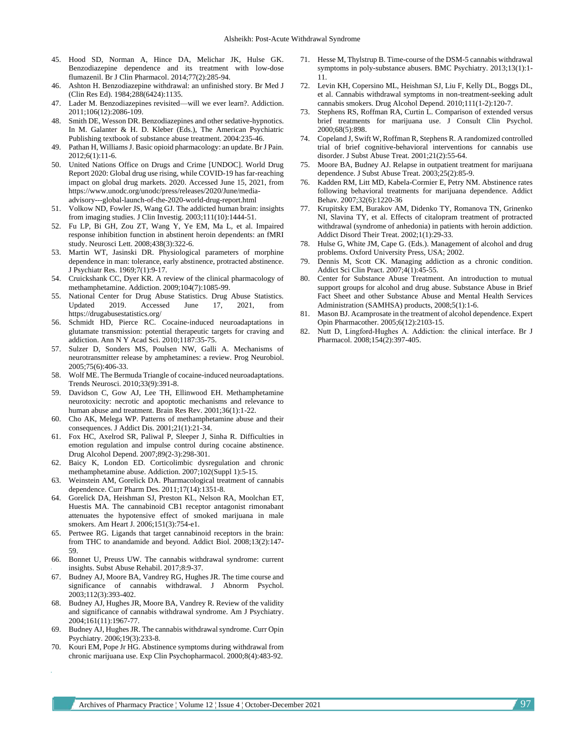45. Hood SD, Norman A, Hince DA, Melichar JK, Hulse GK. Benzodiazepine dependence and its treatment with low-dose flumazenil. Br J Clin Pharmacol. 2014;77(2):285-94.
46. Ashton H. Benzodiazepine withdrawal: an unfinished story. Br Med J (Clin Res Ed). 1984;288(6424):1135.
47. Lader M. Benzodiazepines revisited—will we ever learn?. Addiction. 2011;106(12):2086-109.
48. Smith DE, Wesson DR. Benzodiazepines and other sedative-hypnotics. In M. Galanter & H. D. Kleber (Eds.), The American Psychiatric Publishing textbook of substance abuse treatment. 2004:235-46.
49. Pathan H, Williams J. Basic opioid pharmacology: an update. Br J Pain. 2012;6(1):11-6.
50. United Nations Office on Drugs and Crime [UNDOC]. World Drug Report 2020: Global drug use rising, while COVID-19 has far-reaching impact on global drug markets. 2020. Accessed June 15, 2021, from https://www.unodc.org/unodc/press/releases/2020/June/media-advisory---global-launch-of-the-2020-world-drug-report.html
51. Volkow ND, Fowler JS, Wang GJ. The addicted human brain: insights from imaging studies. J Clin Investig. 2003;111(10):1444-51.
52. Fu LP, Bi GH, Zou ZT, Wang Y, Ye EM, Ma L, et al. Impaired response inhibition function in abstinent heroin dependents: an fMRI study. Neurosci Lett. 2008;438(3):322-6.
53. Martin WT, Jasinski DR. Physiological parameters of morphine dependence in man: tolerance, early abstinence, protracted abstinence. J Psychiatr Res. 1969;7(1):9-17.
54. Cruickshank CC, Dyer KR. A review of the clinical pharmacology of methamphetamine. Addiction. 2009;104(7):1085-99.
55. National Center for Drug Abuse Statistics. Drug Abuse Statistics. Updated 2019. Accessed June 17, 2021, from https://drugabusestatistics.org/
56. Schmidt HD, Pierce RC. Cocaine-induced neuroadaptations in glutamate transmission: potential therapeutic targets for craving and addiction. Ann N Y Acad Sci. 2010;1187:35-75.
57. Sulzer D, Sonders MS, Poulsen NW, Galli A. Mechanisms of neurotransmitter release by amphetamines: a review. Prog Neurobiol. 2005;75(6):406-33.
58. Wolf ME. The Bermuda Triangle of cocaine-induced neuroadaptations. Trends Neurosci. 2010;33(9):391-8.
59. Davidson C, Gow AJ, Lee TH, Ellinwood EH. Methamphetamine neurotoxicity: necrotic and apoptotic mechanisms and relevance to human abuse and treatment. Brain Res Rev. 2001;36(1):1-22.
60. Cho AK, Melega WP. Patterns of methamphetamine abuse and their consequences. J Addict Dis. 2001;21(1):21-34.
61. Fox HC, Axelrod SR, Paliwal P, Sleeper J, Sinha R. Difficulties in emotion regulation and impulse control during cocaine abstinence. Drug Alcohol Depend. 2007;89(2-3):298-301.
62. Baicy K, London ED. Corticolimbic dysregulation and chronic methamphetamine abuse. Addiction. 2007;102(Suppl 1):5-15.
63. Weinstein AM, Gorelick DA. Pharmacological treatment of cannabis dependence. Curr Pharm Des. 2011;17(14):1351-8.
64. Gorelick DA, Heishman SJ, Preston KL, Nelson RA, Moolchan ET, Huestis MA. The cannabinoid CB1 receptor antagonist rimonabant attenuates the hypotensive effect of smoked marijuana in male smokers. Am Heart J. 2006;151(3):754-e1.
65. Pertwee RG. Ligands that target cannabinoid receptors in the brain: from THC to anandamide and beyond. Addict Biol. 2008;13(2):147-59.
66. Bonnet U, Preuss UW. The cannabis withdrawal syndrome: current insights. Subst Abuse Rehabil. 2017;8:9-37.
67. Budney AJ, Moore BA, Vandrey RG, Hughes JR. The time course and significance of cannabis withdrawal. J Abnorm Psychol. 2003;112(3):393-402.
68. Budney AJ, Hughes JR, Moore BA, Vandrey R. Review of the validity and significance of cannabis withdrawal syndrome. Am J Psychiatry. 2004;161(11):1967-77.
69. Budney AJ, Hughes JR. The cannabis withdrawal syndrome. Curr Opin Psychiatry. 2006;19(3):233-8.
70. Kouri EM, Pope Jr HG. Abstinence symptoms during withdrawal from chronic marijuana use. Exp Clin Psychopharmacol. 2000;8(4):483-92.
71. Hesse M, Thylstrup B. Time-course of the DSM-5 cannabis withdrawal symptoms in poly-substance abusers. BMC Psychiatry. 2013;13(1):1-11.
72. Levin KH, Copersino ML, Heishman SJ, Liu F, Kelly DL, Boggs DL, et al. Cannabis withdrawal symptoms in non-treatment-seeking adult cannabis smokers. Drug Alcohol Depend. 2010;111(1-2):120-7.
73. Stephens RS, Roffman RA, Curtin L. Comparison of extended versus brief treatments for marijuana use. J Consult Clin Psychol. 2000;68(5):898.
74. Copeland J, Swift W, Roffman R, Stephens R. A randomized controlled trial of brief cognitive-behavioral interventions for cannabis use disorder. J Subst Abuse Treat. 2001;21(2):55-64.
75. Moore BA, Budney AJ. Relapse in outpatient treatment for marijuana dependence. J Subst Abuse Treat. 2003;25(2):85-9.
76. Kadden RM, Litt MD, Kabela-Cormier E, Petry NM. Abstinence rates following behavioral treatments for marijuana dependence. Addict Behav. 2007;32(6):1220-36
77. Krupitsky EM, Burakov AM, Didenko TY, Romanova TN, Grinenko NI, Slavina TY, et al. Effects of citalopram treatment of protracted withdrawal (syndrome of anhedonia) in patients with heroin addiction. Addict Disord Their Treat. 2002;1(1):29-33.
78. Hulse G, White JM, Cape G. (Eds.). Management of alcohol and drug problems. Oxford University Press, USA; 2002.
79. Dennis M, Scott CK. Managing addiction as a chronic condition. Addict Sci Clin Pract. 2007;4(1):45-55.
80. Center for Substance Abuse Treatment. An introduction to mutual support groups for alcohol and drug abuse. Substance Abuse in Brief Fact Sheet and other Substance Abuse and Mental Health Services Administration (SAMHSA) products, 2008;5(1):1-6.
81. Mason BJ. Acamprosate in the treatment of alcohol dependence. Expert Opin Pharmacother. 2005;6(12):2103-15.
82. Nutt D, Lingford-Hughes A. Addiction: the clinical interface. Br J Pharmacol. 2008;154(2):397-405.